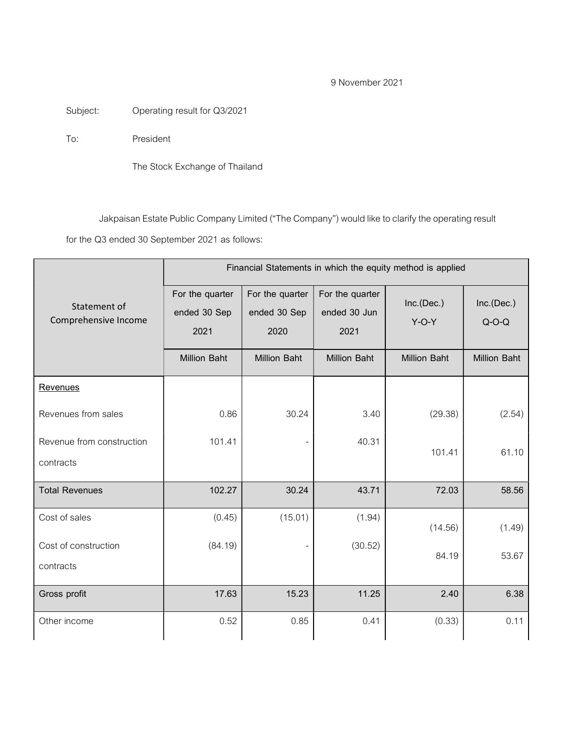9 November 2021

Subject: Operating result for Q3/2021

To: President

The Stock Exchange of Thailand

Jakpaisan Estate Public Company Limited ("The Company") would like to clarify the operating result for the Q3 ended 30 September 2021 as follows:

| Statement of Comprehensive Income | Financial Statements in which the equity method is applied | | | | |
|---|---|---|---|---|---|
| | For the quarter ended 30 Sep 2021 | For the quarter ended 30 Sep 2020 | For the quarter ended 30 Jun 2021 | Inc.(Dec.) Y-O-Y | Inc.(Dec.) Q-O-Q |
| | Million Baht | Million Baht | Million Baht | Million Baht | Million Baht |
| **Revenues** | | | | | |
| Revenues from sales | 0.86 | 30.24 | 3.40 | (29.38) | (2.54) |
| Revenue from construction contracts | 101.41 | - | 40.31 | 101.41 | 61.10 |
| **Total Revenues** | **102.27** | **30.24** | **43.71** | **72.03** | **58.56** |
| Cost of sales | (0.45) | (15.01) | (1.94) | (14.56) | (1.49) |
| Cost of construction contracts | (84.19) | - | (30.52) | 84.19 | 53.67 |
| **Gross profit** | **17.63** | **15.23** | **11.25** | **2.40** | **6.38** |
| Other income | 0.52 | 0.85 | 0.41 | (0.33) | 0.11 |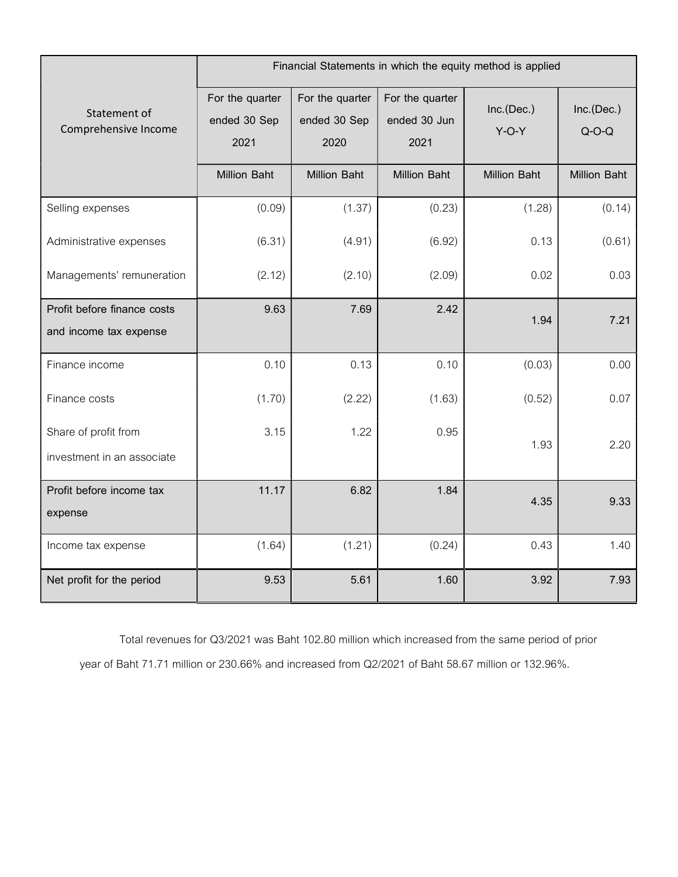| Statement of Comprehensive Income | Financial Statements in which the equity method is applied | | | | |
|---|---|---|---|---|---|
| | For the quarter ended 30 Sep 2021 | For the quarter ended 30 Sep 2020 | For the quarter ended 30 Jun 2021 | Inc.(Dec.) Y-O-Y | Inc.(Dec.) Q-O-Q |
| | Million Baht | Million Baht | Million Baht | Million Baht | Million Baht |
| Selling expenses | (0.09) | (1.37) | (0.23) | (1.28) | (0.14) |
| Administrative expenses | (6.31) | (4.91) | (6.92) | 0.13 | (0.61) |
| Managements' remuneration | (2.12) | (2.10) | (2.09) | 0.02 | 0.03 |
| **Profit before finance costs and income tax expense** | **9.63** | **7.69** | **2.42** | **1.94** | **7.21** |
| Finance income | 0.10 | 0.13 | 0.10 | (0.03) | 0.00 |
| Finance costs | (1.70) | (2.22) | (1.63) | (0.52) | 0.07 |
| Share of profit from investment in an associate | 3.15 | 1.22 | 0.95 | 1.93 | 2.20 |
| **Profit before income tax expense** | **11.17** | **6.82** | **1.84** | **4.35** | **9.33** |
| Income tax expense | (1.64) | (1.21) | (0.24) | 0.43 | 1.40 |
| **Net profit for the period** | **9.53** | **5.61** | **1.60** | **3.92** | **7.93** |

Total revenues for Q3/2021 was Baht 102.80 million which increased from the same period of prior year of Baht 71.71 million or 230.66% and increased from Q2/2021 of Baht 58.67 million or 132.96%.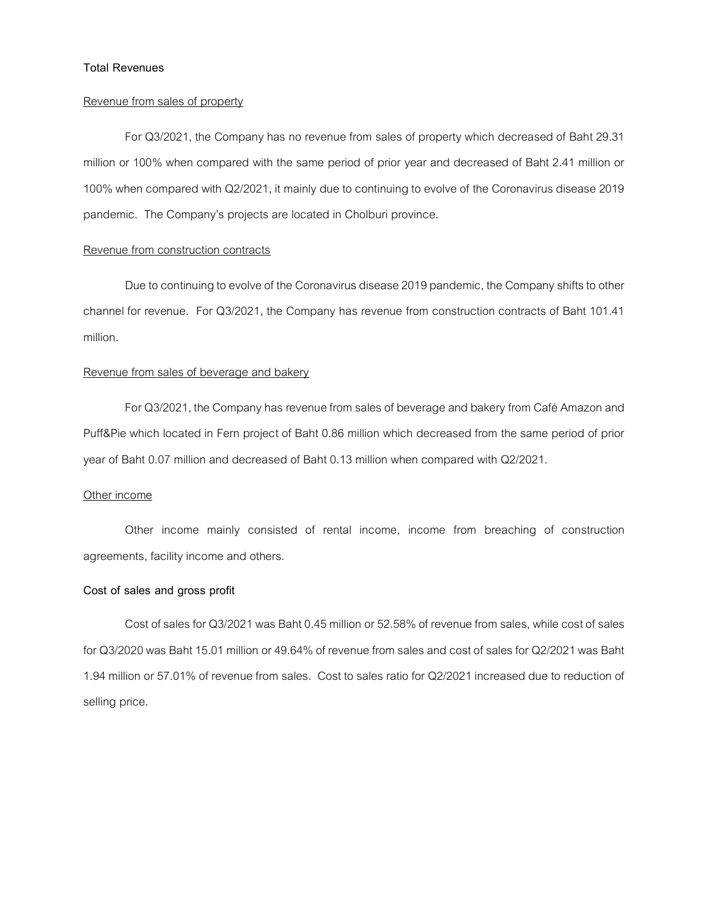**Total Revenues**

Revenue from sales of property

For Q3/2021, the Company has no revenue from sales of property which decreased of Baht 29.31 million or 100% when compared with the same period of prior year and decreased of Baht 2.41 million or 100% when compared with Q2/2021, it mainly due to continuing to evolve of the Coronavirus disease 2019 pandemic. The Company's projects are located in Cholburi province.

Revenue from construction contracts

Due to continuing to evolve of the Coronavirus disease 2019 pandemic, the Company shifts to other channel for revenue. For Q3/2021, the Company has revenue from construction contracts of Baht 101.41 million.

Revenue from sales of beverage and bakery

For Q3/2021, the Company has revenue from sales of beverage and bakery from Café Amazon and Puff&Pie which located in Fern project of Baht 0.86 million which decreased from the same period of prior year of Baht 0.07 million and decreased of Baht 0.13 million when compared with Q2/2021.

Other income

Other income mainly consisted of rental income, income from breaching of construction agreements, facility income and others.

**Cost of sales and gross profit**

Cost of sales for Q3/2021 was Baht 0.45 million or 52.58% of revenue from sales, while cost of sales for Q3/2020 was Baht 15.01 million or 49.64% of revenue from sales and cost of sales for Q2/2021 was Baht 1.94 million or 57.01% of revenue from sales. Cost to sales ratio for Q2/2021 increased due to reduction of selling price.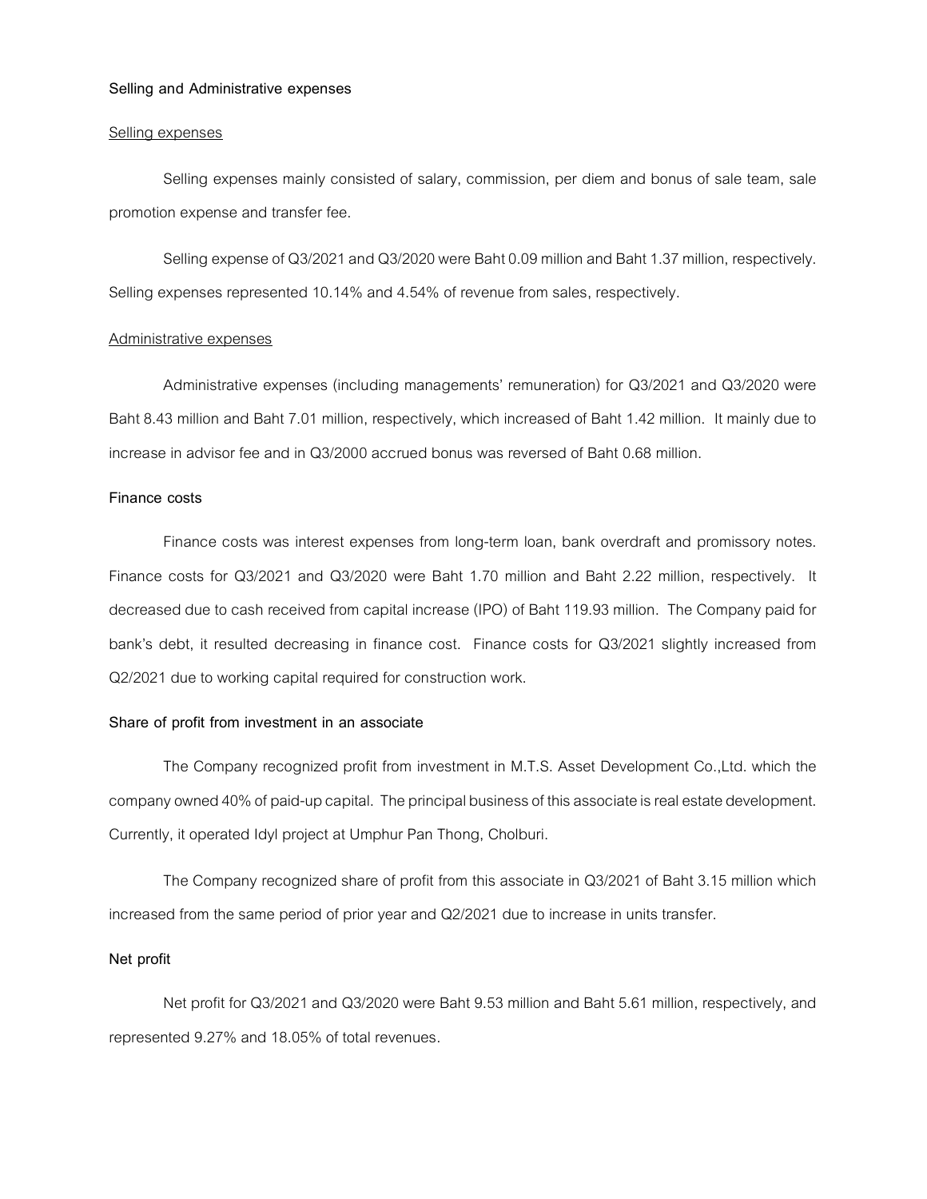**Selling and Administrative expenses**

Selling expenses

Selling expenses mainly consisted of salary, commission, per diem and bonus of sale team, sale promotion expense and transfer fee.

Selling expense of Q3/2021 and Q3/2020 were Baht 0.09 million and Baht 1.37 million, respectively. Selling expenses represented 10.14% and 4.54% of revenue from sales, respectively.

Administrative expenses

Administrative expenses (including managements' remuneration) for Q3/2021 and Q3/2020 were Baht 8.43 million and Baht 7.01 million, respectively, which increased of Baht 1.42 million. It mainly due to increase in advisor fee and in Q3/2000 accrued bonus was reversed of Baht 0.68 million.

**Finance costs**

Finance costs was interest expenses from long-term loan, bank overdraft and promissory notes. Finance costs for Q3/2021 and Q3/2020 were Baht 1.70 million and Baht 2.22 million, respectively. It decreased due to cash received from capital increase (IPO) of Baht 119.93 million. The Company paid for bank's debt, it resulted decreasing in finance cost. Finance costs for Q3/2021 slightly increased from Q2/2021 due to working capital required for construction work.

**Share of profit from investment in an associate**

The Company recognized profit from investment in M.T.S. Asset Development Co.,Ltd. which the company owned 40% of paid-up capital. The principal business of this associate is real estate development. Currently, it operated Idyl project at Umphur Pan Thong, Cholburi.

The Company recognized share of profit from this associate in Q3/2021 of Baht 3.15 million which increased from the same period of prior year and Q2/2021 due to increase in units transfer.

**Net profit**

Net profit for Q3/2021 and Q3/2020 were Baht 9.53 million and Baht 5.61 million, respectively, and represented 9.27% and 18.05% of total revenues.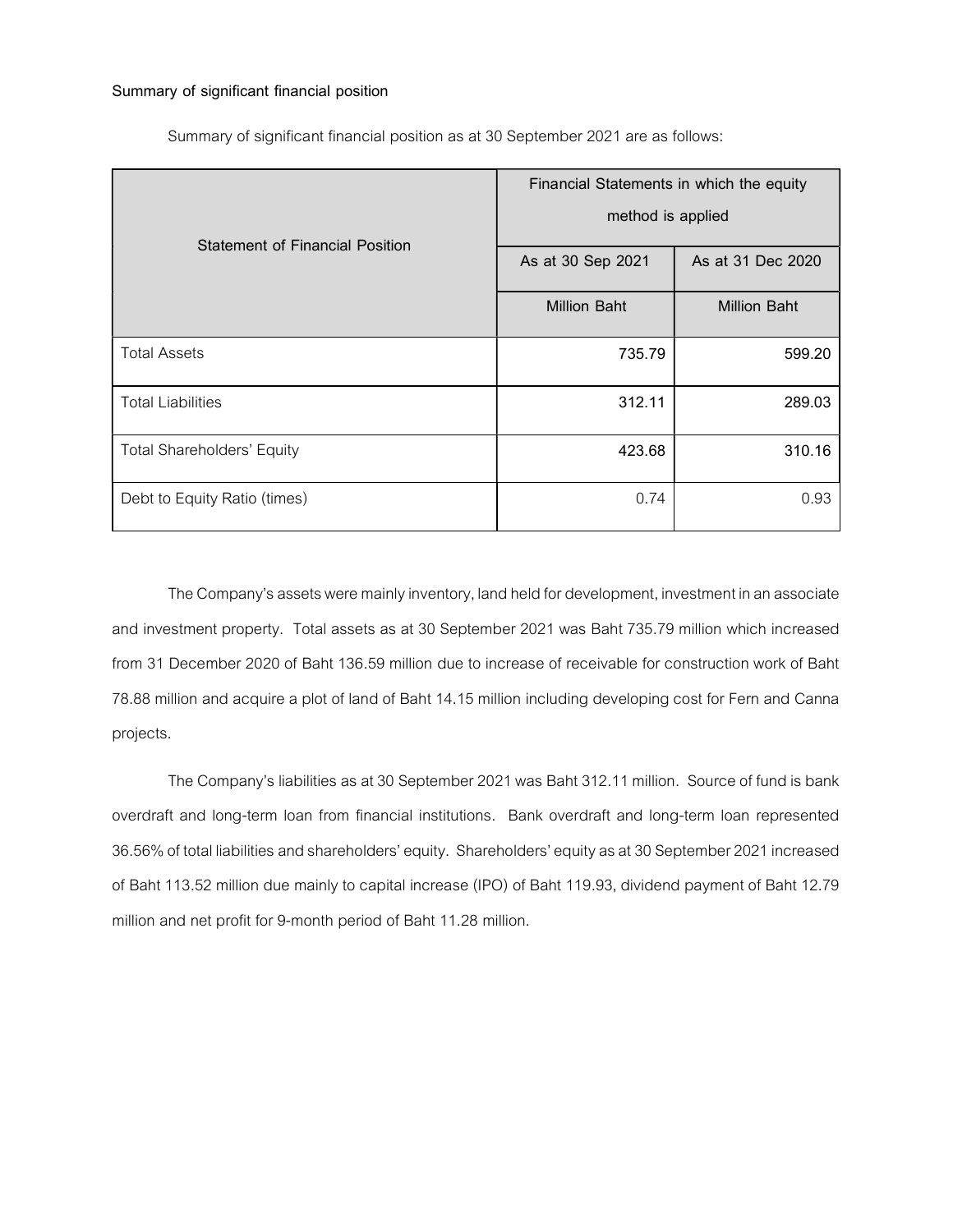**Summary of significant financial position**

Summary of significant financial position as at 30 September 2021 are as follows:

| Statement of Financial Position | Financial Statements in which the equity method is applied | |
|---|---|---|
| | As at 30 Sep 2021 | As at 31 Dec 2020 |
| | Million Baht | Million Baht |
| Total Assets | 735.79 | 599.20 |
| Total Liabilities | 312.11 | 289.03 |
| Total Shareholders' Equity | 423.68 | 310.16 |
| Debt to Equity Ratio (times) | 0.74 | 0.93 |

The Company's assets were mainly inventory, land held for development, investment in an associate and investment property. Total assets as at 30 September 2021 was Baht 735.79 million which increased from 31 December 2020 of Baht 136.59 million due to increase of receivable for construction work of Baht 78.88 million and acquire a plot of land of Baht 14.15 million including developing cost for Fern and Canna projects.

The Company's liabilities as at 30 September 2021 was Baht 312.11 million. Source of fund is bank overdraft and long-term loan from financial institutions. Bank overdraft and long-term loan represented 36.56% of total liabilities and shareholders' equity. Shareholders' equity as at 30 September 2021 increased of Baht 113.52 million due mainly to capital increase (IPO) of Baht 119.93, dividend payment of Baht 12.79 million and net profit for 9-month period of Baht 11.28 million.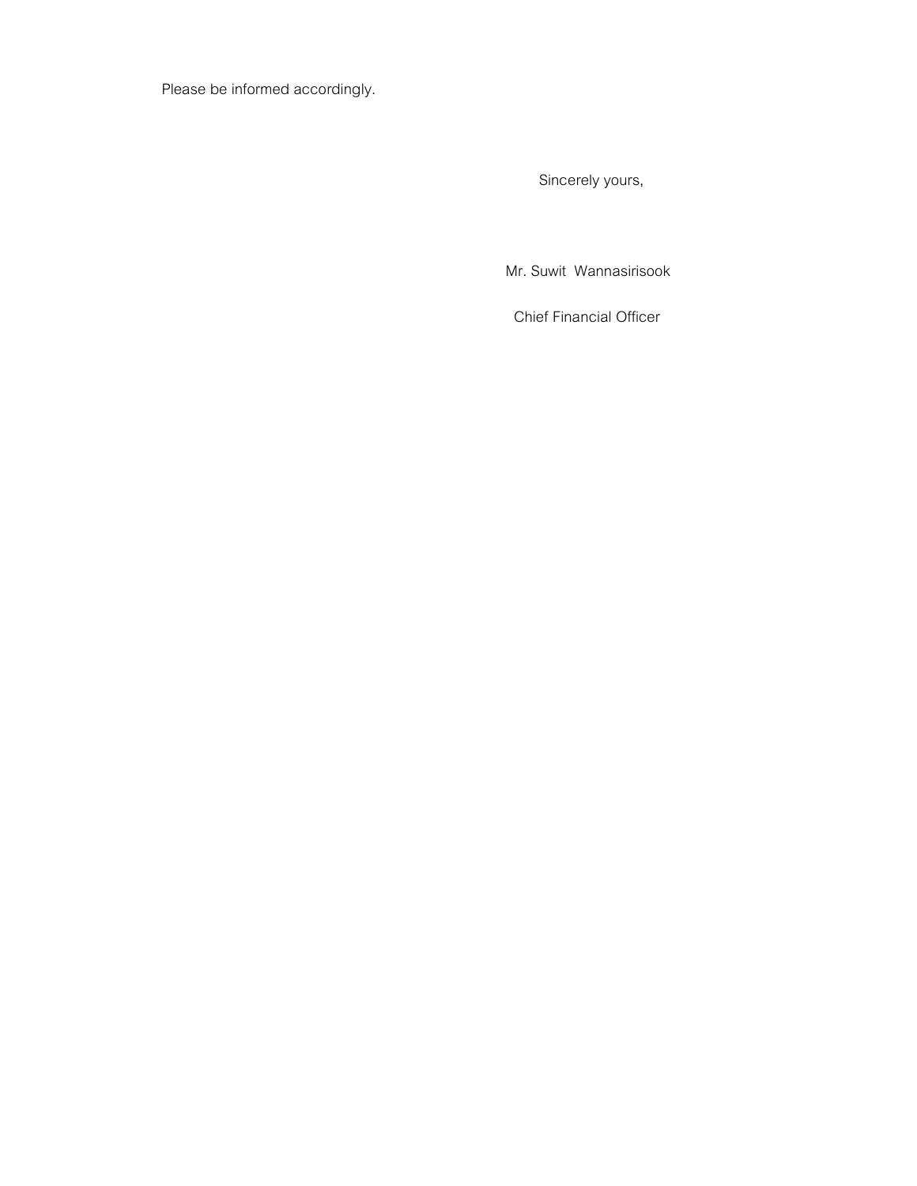Please be informed accordingly.

Sincerely yours,

Mr. Suwit  Wannasirisook

Chief Financial Officer